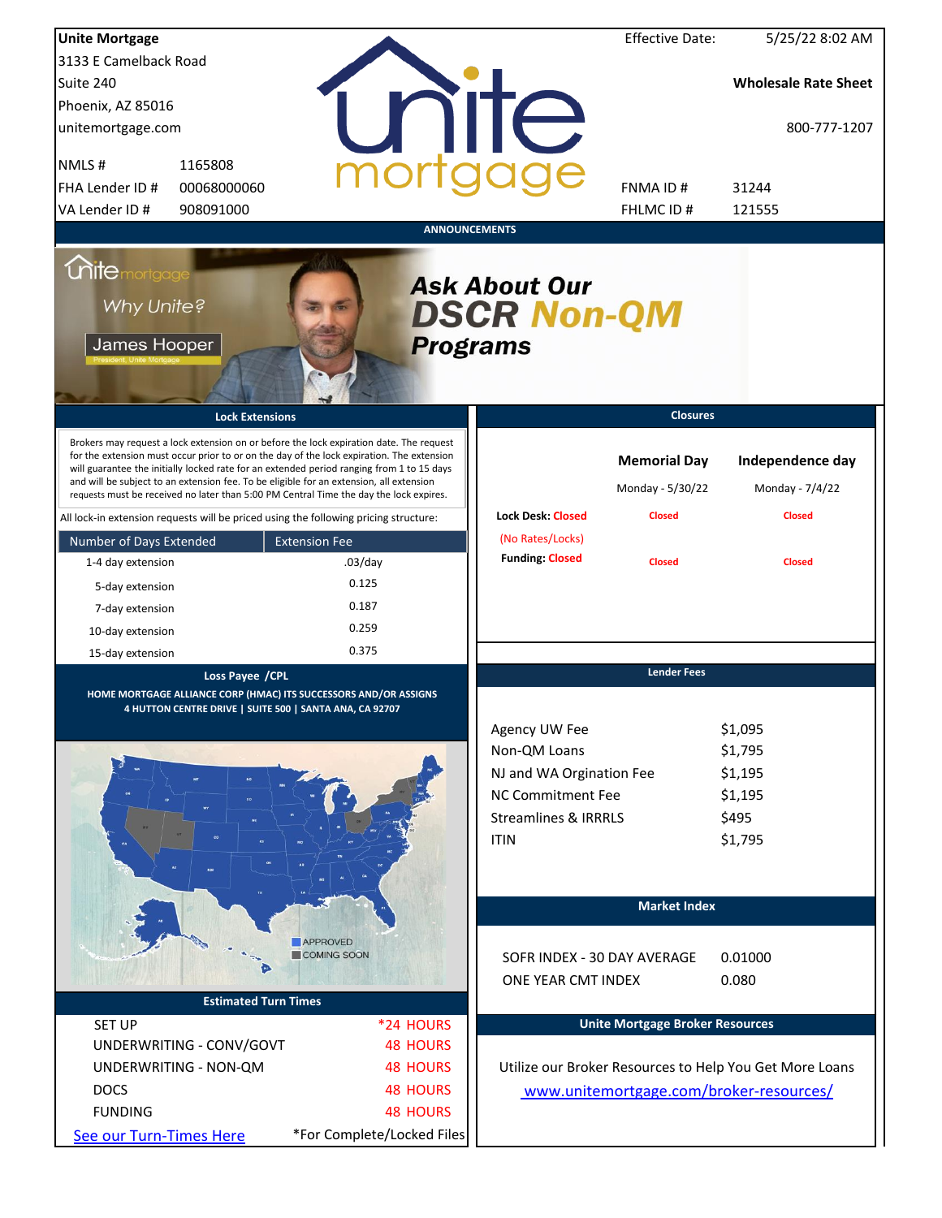**Unite Mortgage**
3133 E Camelback Road
Suite 240
Phoenix, AZ 85016
unitemortgage.com

Effective Date: 5/25/22 8:02 AM

**Wholesale Rate Sheet**

800-777-1207

| | |
|---|---|
| NMLS # | 1165808 |
| FHA Lender ID # | 00068000060 |
| VA Lender ID # | 908091000 |
| FNMA ID # | 31244 |
| FHLMC ID # | 121555 |

## ANNOUNCEMENTS

Why Unite?
James Hooper
President, Unite Mortgage

***Ask About Our DSCR Non-QM Programs***

## Lock Extensions

Brokers may request a lock extension on or before the lock expiration date. The request for the extension must occur prior to or on the day of the lock expiration. The extension will guarantee the initially locked rate for an extended period ranging from 1 to 15 days and will be subject to an extension fee. To be eligible for an extension, all extension requests must be received no later than 5:00 PM Central Time the day the lock expires.

All lock-in extension requests will be priced using the following pricing structure:

| Number of Days Extended | Extension Fee |
|---|---|
| 1-4 day extension | .03/day |
| 5-day extension | 0.125 |
| 7-day extension | 0.187 |
| 10-day extension | 0.259 |
| 15-day extension | 0.375 |

## Closures

| | Memorial Day | Independence day |
|---|---|---|
| | Monday - 5/30/22 | Monday - 7/4/22 |
| Lock Desk: Closed (No Rates/Locks) | Closed | Closed |
| Funding: Closed | Closed | Closed |

## Loss Payee /CPL

**HOME MORTGAGE ALLIANCE CORP (HMAC) ITS SUCCESSORS AND/OR ASSIGNS**
**4 HUTTON CENTRE DRIVE | SUITE 500 | SANTA ANA, CA 92707**

APPROVED
COMING SOON

## Lender Fees

| | |
|---|---|
| Agency UW Fee | $1,095 |
| Non-QM Loans | $1,795 |
| NJ and WA Orgination Fee | $1,195 |
| NC Commitment Fee | $1,195 |
| Streamlines & IRRRLS | $495 |
| ITIN | $1,795 |

## Market Index

| | |
|---|---|
| SOFR INDEX - 30 DAY AVERAGE | 0.01000 |
| ONE YEAR CMT INDEX | 0.080 |

## Estimated Turn Times

| | |
|---|---|
| SET UP | *24 HOURS |
| UNDERWRITING - CONV/GOVT | 48 HOURS |
| UNDERWRITING - NON-QM | 48 HOURS |
| DOCS | 48 HOURS |
| FUNDING | 48 HOURS |

See our Turn-Times Here

*For Complete/Locked Files

## Unite Mortgage Broker Resources

Utilize our Broker Resources to Help You Get More Loans

www.unitemortgage.com/broker-resources/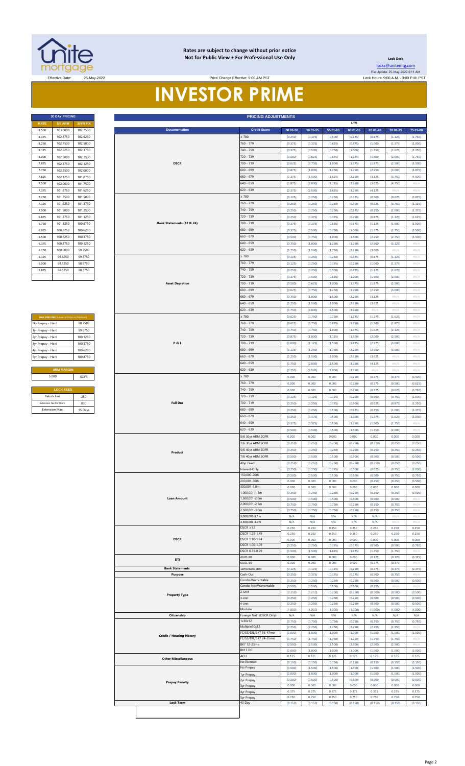**Rates are subject to change without prior notice**
**Not for Public View • For Professional Use Only**

**Lock Desk**

locks@unitemtg.com

File Update: 25-May-2022 6:11 AM

Effective Date: 25-May-2022 | Price Change Effective: 9:00 AM PST | Lock Hours: 9:00 A.M. - 3:00 P.M. PST

# INVESTOR PRIME

| 30 DAY PRICING | | |
|---|---|---|
| RATE | 5/6 ARM | 30YR FIX |
| 8.500 | 103.0000 | 102.7500 |
| 8.375 | 102.8750 | 102.6250 |
| 8.250 | 102.7500 | 102.5000 |
| 8.125 | 102.6250 | 102.3750 |
| 8.000 | 102.5000 | 102.2500 |
| 7.875 | 102.3750 | 102.1250 |
| 7.750 | 102.2500 | 102.0000 |
| 7.625 | 102.1250 | 101.8750 |
| 7.500 | 102.0000 | 101.7500 |
| 7.375 | 101.8750 | 101.6250 |
| 7.250 | 101.7500 | 101.5000 |
| 7.125 | 101.6250 | 101.3750 |
| 7.000 | 101.5000 | 101.2500 |
| 6.875 | 101.3750 | 101.1250 |
| 6.750 | 101.1250 | 100.8750 |
| 6.625 | 100.8750 | 100.6250 |
| 6.500 | 100.6250 | 100.3750 |
| 6.375 | 100.3750 | 100.1250 |
| 6.250 | 100.0000 | 99.7500 |
| 6.125 | 99.6250 | 99.3750 |
| 6.000 | 99.1250 | 98.8750 |
| 5.875 | 98.6250 | 98.3750 |

| MAX PRICING (Lower of Price or Premium) | |
|---|---|
| No Prepay - Hard | 98.7500 |
| 1yr Prepay - Hard | 99.8750 |
| 2yr Prepay - Hard | 100.1250 |
| 3yr Prepay - Hard | 100.3750 |
| 4yr Prepay - Hard | 100.6250 |
| 5yr Prepay - Hard | 100.8750 |

| ARM MARGIN | |
|---|---|
| 5.000 | SOFR |

| LOCK FEES | |
|---|---|
| Relock Fee: | .250 |
| Extension Fee Per Diem: | .030 |
| Extension Max: | 15 Days |

| PRICING ADJUSTMENTS | | | | | | | | |
|---|---|---|---|---|---|---|---|---|
| | | LTV | | | | | | |
| Documentation | Credit Score | 00.01-50 | 50.01-55 | 55.01-60 | 60.01-65 | 65.01-70 | 70.01-75 | 75.01-80 |
| DSCR | ≥ 780 | (0.250) | (0.375) | (0.500) | (0.625) | (0.875) | (1.125) | (1.750) |
| | 760 - 779 | (0.375) | (0.375) | (0.625) | (0.875) | (1.000) | (1.375) | (2.000) |
| | 740 - 759 | (0.375) | (0.500) | (0.750) | (1.000) | (1.250) | (1.625) | (2.250) |
| | 720 - 739 | (0.500) | (0.625) | (0.875) | (1.125) | (1.500) | (2.000) | (2.750) |
| | 700 - 719 | (0.625) | (0.750) | (1.000) | (1.375) | (1.875) | (2.500) | (3.500) |
| | 680 - 699 | (0.875) | (1.000) | (1.250) | (1.750) | (2.250) | (3.000) | (3.875) |
| | 660 - 679 | (1.375) | (1.500) | (1.625) | (2.250) | (3.125) | (3.750) | (4.500) |
| | 640 - 659 | (1.875) | (2.000) | (2.125) | (2.750) | (3.625) | (4.750) | #N/A |
| | 620 - 639 | (2.375) | (2.500) | (2.625) | (3.250) | (4.125) | #N/A | #N/A |
| Bank Statements (12 & 24) | ≥ 780 | (0.125) | (0.250) | (0.250) | (0.375) | (0.500) | (0.625) | (0.875) |
| | 760 - 779 | (0.250) | (0.250) | (0.250) | (0.500) | (0.625) | (0.750) | (1.125) |
| | 740 - 759 | (0.250) | (0.250) | (0.250) | (0.625) | (0.750) | (1.000) | (1.375) |
| | 720 - 739 | (0.250) | (0.375) | (0.375) | (0.750) | (0.875) | (1.125) | (1.625) |
| | 700 - 719 | (0.375) | (0.375) | (0.625) | (0.875) | (1.125) | (1.500) | (2.000) |
| | 680 - 699 | (0.375) | (0.500) | (0.750) | (1.000) | (1.375) | (1.750) | (2.500) |
| | 660 - 679 | (0.500) | (0.750) | (1.000) | (1.500) | (2.250) | (2.750) | (3.500) |
| | 640 - 659 | (0.750) | (1.000) | (1.250) | (1.750) | (2.500) | (3.125) | #N/A |
| | 620 - 639 | (1.250) | (1.500) | (1.750) | (2.250) | (3.000) | #N/A | #N/A |
| Asset Depletion | ≥ 780 | (0.125) | (0.250) | (0.250) | (0.625) | (0.875) | (1.125) | #N/A |
| | 760 - 779 | (0.125) | (0.250) | (0.375) | (0.750) | (1.000) | (1.375) | #N/A |
| | 740 - 759 | (0.250) | (0.250) | (0.500) | (0.875) | (1.125) | (1.625) | #N/A |
| | 720 - 739 | (0.375) | (0.500) | (0.625) | (1.000) | (1.500) | (2.000) | #N/A |
| | 700 - 719 | (0.500) | (0.625) | (1.000) | (1.375) | (1.875) | (2.500) | #N/A |
| | 680 - 699 | (0.625) | (0.750) | (1.250) | (1.750) | (2.250) | (3.000) | #N/A |
| | 660 - 679 | (0.750) | (1.000) | (1.500) | (2.250) | (3.125) | #N/A | #N/A |
| | 640 - 659 | (1.250) | (1.500) | (2.000) | (2.750) | (3.625) | #N/A | #N/A |
| | 620 - 639 | (1.750) | (2.000) | (2.500) | (3.250) | #N/A | #N/A | #N/A |
| P & L | ≥ 780 | (0.625) | (0.750) | (0.750) | (1.125) | (1.375) | (1.625) | #N/A |
| | 760 - 779 | (0.625) | (0.750) | (0.875) | (1.250) | (1.500) | (1.875) | #N/A |
| | 740 - 759 | (0.750) | (0.750) | (1.000) | (1.375) | (1.625) | (2.125) | #N/A |
| | 720 - 739 | (0.875) | (1.000) | (1.125) | (1.500) | (2.000) | (2.500) | #N/A |
| | 700 - 719 | (1.000) | (1.125) | (1.500) | (1.875) | (2.375) | (3.000) | #N/A |
| | 680 - 699 | (1.125) | (1.250) | (1.750) | (2.250) | (2.750) | (3.500) | #N/A |
| | 660 - 679 | (1.250) | (1.500) | (2.000) | (2.750) | (3.625) | #N/A | #N/A |
| | 640 - 659 | (1.750) | (2.000) | (2.500) | (3.250) | (4.125) | #N/A | #N/A |
| | 620 - 639 | (2.250) | (2.500) | (3.000) | (3.750) | #N/A | #N/A | #N/A |
| Full Doc | ≥ 780 | 0.000 | 0.000 | 0.000 | (0.250) | (0.375) | (0.375) | (0.500) |
| | 760 - 779 | 0.000 | 0.000 | 0.000 | (0.250) | (0.375) | (0.500) | (0.625) |
| | 740 - 759 | 0.000 | 0.000 | 0.000 | (0.250) | (0.375) | (0.625) | (0.750) |
| | 720 - 739 | (0.125) | (0.125) | (0.125) | (0.250) | (0.500) | (0.750) | (1.000) |
| | 700 - 719 | (0.250) | (0.250) | (0.375) | (0.500) | (0.625) | (0.875) | (1.250) |
| | 680 - 699 | (0.250) | (0.250) | (0.500) | (0.625) | (0.750) | (1.000) | (1.375) |
| | 660 - 679 | (0.250) | (0.375) | (0.500) | (1.000) | (1.375) | (1.625) | (2.000) |
| | 640 - 659 | (0.375) | (0.375) | (0.500) | (1.250) | (1.500) | (1.750) | #N/A |
| | 620 - 639 | (0.500) | (0.500) | (0.500) | (1.500) | (1.750) | (2.000) | #N/A |
| Product | 5/6 30yr ARM SOFR | 0.000 | 0.000 | 0.000 | 0.000 | 0.000 | 0.000 | 0.000 |
| | 7/6 30yr ARM SOFR | (0.250) | (0.250) | (0.250) | (0.250) | (0.250) | (0.250) | (0.250) |
| | 5/6 40yr ARM SOFR | (0.250) | (0.250) | (0.250) | (0.250) | (0.250) | (0.250) | (0.250) |
| | 7/6 40yr ARM SOFR | (0.500) | (0.500) | (0.500) | (0.500) | (0.500) | (0.500) | (0.500) |
| | 40yr Fixed | (0.250) | (0.250) | (0.250) | (0.250) | (0.250) | (0.250) | (0.250) |
| | Interest-Only | (0.250) | (0.250) | (0.375) | (0.500) | (0.625) | (0.750) | (1.000) |
| Loan Amount | 150,000-200k | (0.500) | (0.500) | (0.500) | (0.500) | (0.500) | (0.750) | (0.750) |
| | 200,001-300k | 0.000 | 0.000 | 0.000 | 0.000 | (0.250) | (0.250) | (0.500) |
| | 300,001-1.0m | 0.000 | 0.000 | 0.000 | 0.000 | 0.000 | 0.000 | 0.000 |
| | 1,000,001-1.5m | (0.250) | (0.250) | (0.250) | (0.250) | (0.250) | (0.250) | (0.500) |
| | 1,500,001-2.0m | (0.500) | (0.500) | (0.500) | (0.500) | (0.500) | (0.500) | #N/A |
| | 2,000,001-2.5m | (0.750) | (0.750) | (0.750) | (0.750) | (0.750) | (0.750) | #N/A |
| | 2,500,001-3.0m | (0.750) | (0.750) | (0.750) | (0.750) | (0.750) | (0.750) | #N/A |
| | 3,000,001-3.5m | N/A | N/A | N/A | N/A | N/A | #N/A | #N/A |
| | 3,500,001-4.0m | N/A | N/A | N/A | N/A | N/A | #N/A | #N/A |
| DSCR | DSCR ≥1.5 | 0.250 | 0.250 | 0.250 | 0.250 | 0.250 | 0.250 | 0.250 |
| | DSCR 1.25-1.49 | 0.250 | 0.250 | 0.250 | 0.250 | 0.250 | 0.250 | 0.250 |
| | DSCR 1.10-1.24 | 0.000 | 0.000 | 0.000 | 0.000 | 0.000 | 0.000 | 0.000 |
| | DSCR 1.00-1.09 | (0.250) | (0.250) | (0.375) | (0.375) | (0.500) | (0.500) | (0.750) |
| | DSCR 0.75-0.99 | (1.500) | (1.500) | (1.625) | (1.625) | (1.750) | (1.750) | #N/A |
| DTI | 43.01-50 | 0.000 | 0.000 | 0.000 | 0.000 | (0.125) | (0.125) | (0.125) |
| | 50.01-55 | 0.000 | 0.000 | 0.000 | 0.000 | (0.375) | (0.375) | #N/A |
| Bank Statements | 12mo Bank Stmt | (0.125) | (0.125) | (0.125) | (0.250) | (0.375) | (0.375) | (0.375) |
| Purpose | Cash-Out | (0.250) | (0.375) | (0.375) | (0.375) | (0.500) | (0.750) | #N/A |
| Property Type | Condo-Warrantable | (0.250) | (0.250) | (0.250) | (0.250) | (0.500) | (0.500) | (0.500) |
| | Condo-NonWarrantable | (0.500) | (0.500) | (0.500) | (0.500) | (0.750) | #N/A | #N/A |
| | 2-Unit | (0.250) | (0.250) | (0.250) | (0.250) | (0.500) | (0.500) | (0.500) |
| | 3-Unit | (0.250) | (0.250) | (0.250) | (0.250) | (0.500) | (0.500) | (0.500) |
| | 4-Unit | (0.250) | (0.250) | (0.250) | (0.250) | (0.500) | (0.500) | (0.500) |
| | Modular | (1.000) | (1.000) | (1.000) | (1.000) | (1.000) | (1.000) | (1.000) |
| Citizenship | Foreign Nat'l (DSCR Only) | N/A | N/A | N/A | N/A | N/A | N/A | N/A |
| Credit / Housing History | 1x30x12 | (0.750) | (0.750) | (0.750) | (0.750) | (0.750) | (0.750) | (0.750) |
| | Multiple30x12 | (2.250) | (2.250) | (2.250) | (2.250) | (2.250) | (2.250) | #N/A |
| | FC/SS/DIL/BK7 36-47mo | (1.000) | (1.000) | (1.000) | (1.000) | (1.000) | (1.000) | (1.000) |
| | FC/SS/DIL/BK7 24-35mo | (1.750) | (1.750) | (1.750) | (1.750) | (1.750) | (1.750) | #N/A |
| | BK7 12-23mo | (2.500) | (2.500) | (2.500) | (2.500) | (2.500) | (2.500) | #N/A |
| | BK13 DC | (1.000) | (1.000) | (1.000) | (1.000) | (1.000) | (1.000) | (1.000) |
| Other Miscellaneous | ACH | 0.125 | 0.125 | 0.125 | 0.125 | 0.125 | 0.125 | 0.125 |
| | No Escrows | (0.150) | (0.150) | (0.150) | (0.150) | (0.150) | (0.150) | (0.150) |
| Prepay Penalty | No Prepay | (1.500) | (1.500) | (1.500) | (1.500) | (1.500) | (1.500) | (1.500) |
| | 1yr Prepay | (1.000) | (1.000) | (1.000) | (1.000) | (1.000) | (1.000) | (1.000) |
| | 2yr Prepay | (0.500) | (0.500) | (0.500) | (0.500) | (0.500) | (0.500) | (0.500) |
| | 3yr Prepay | 0.000 | 0.000 | 0.000 | 0.000 | 0.000 | 0.000 | 0.000 |
| | 4yr Prepay | 0.375 | 0.375 | 0.375 | 0.375 | 0.375 | 0.375 | 0.375 |
| | 5yr Prepay | 0.750 | 0.750 | 0.750 | 0.750 | 0.750 | 0.750 | 0.750 |
| Lock Term | 40 Day | (0.150) | (0.150) | (0.150) | (0.150) | (0.150) | (0.150) | (0.150) |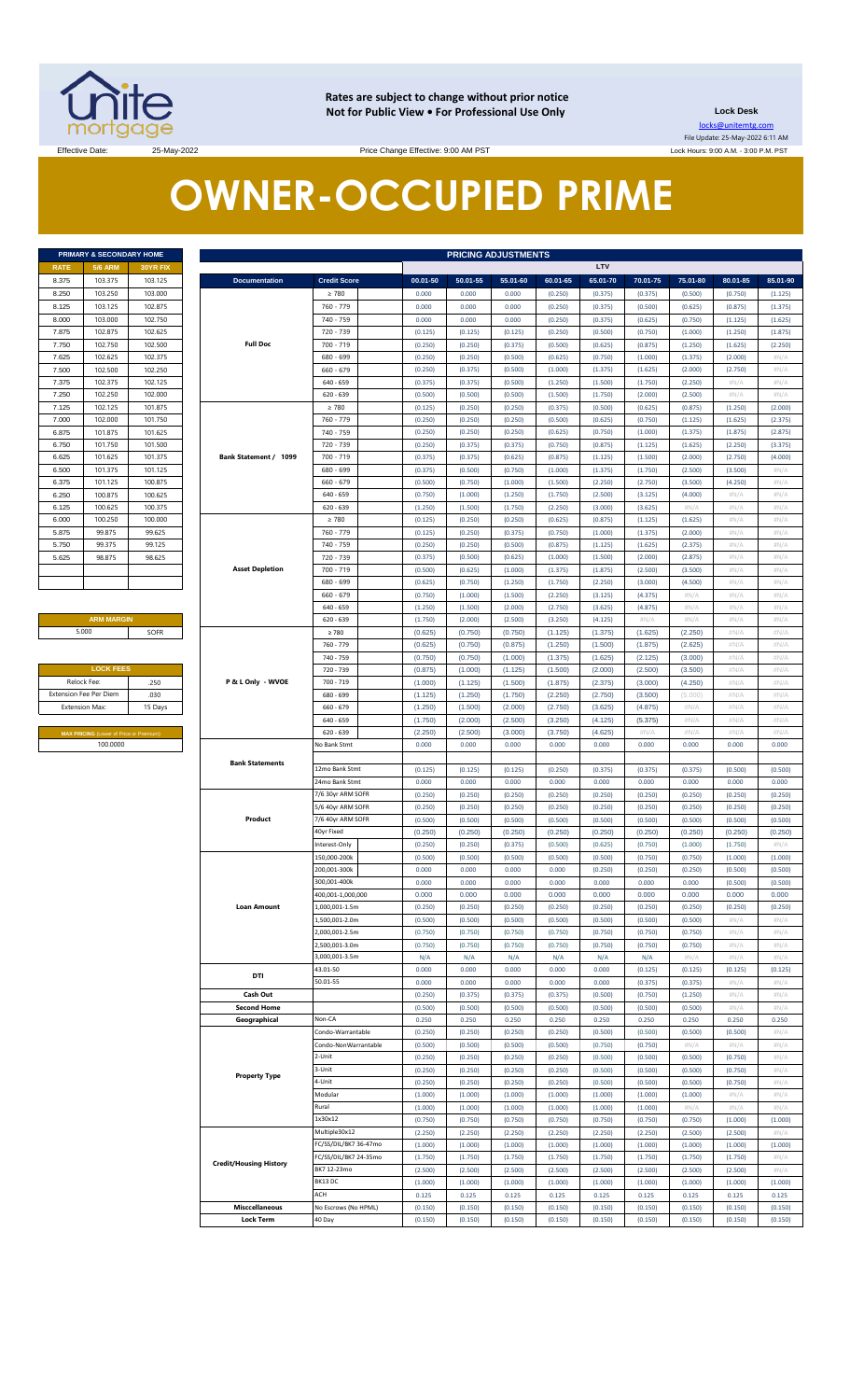**Rates are subject to change without prior notice**
**Not for Public View • For Professional Use Only**

**Lock Desk**
locks@unitemtg.com
File Update: 25-May-2022 6:11 AM
Lock Hours: 9:00 A.M. - 3:00 P.M. PST

Effective Date: 25-May-2022

Price Change Effective: 9:00 AM PST

# OWNER-OCCUPIED PRIME

| PRIMARY & SECONDARY HOME | | |
|---|---|---|
| RATE | 5/6 ARM | 30YR FIX |
| 8.375 | 103.375 | 103.125 |
| 8.250 | 103.250 | 103.000 |
| 8.125 | 103.125 | 102.875 |
| 8.000 | 103.000 | 102.750 |
| 7.875 | 102.875 | 102.625 |
| 7.750 | 102.750 | 102.500 |
| 7.625 | 102.625 | 102.375 |
| 7.500 | 102.500 | 102.250 |
| 7.375 | 102.375 | 102.125 |
| 7.250 | 102.250 | 102.000 |
| 7.125 | 102.125 | 101.875 |
| 7.000 | 102.000 | 101.750 |
| 6.875 | 101.875 | 101.625 |
| 6.750 | 101.750 | 101.500 |
| 6.625 | 101.625 | 101.375 |
| 6.500 | 101.375 | 101.125 |
| 6.375 | 101.125 | 100.875 |
| 6.250 | 100.875 | 100.625 |
| 6.125 | 100.625 | 100.375 |
| 6.000 | 100.250 | 100.000 |
| 5.875 | 99.875 | 99.625 |
| 5.750 | 99.375 | 99.125 |
| 5.625 | 98.875 | 98.625 |

| ARM MARGIN | |
|---|---|
| 5.000 | SOFR |

| LOCK FEES | |
|---|---|
| Relock Fee: | .250 |
| Extension Fee Per Diem | .030 |
| Extension Max: | 15 Days |

| MAX PRICING (Lower of Price or Premium) |
|---|
| 100.0000 |

| PRICING ADJUSTMENTS | | | | | | | | | | |
|---|---|---|---|---|---|---|---|---|---|---|
| | | LTV | | | | | | | | |
| Documentation | Credit Score | 00.01-50 | 50.01-55 | 55.01-60 | 60.01-65 | 65.01-70 | 70.01-75 | 75.01-80 | 80.01-85 | 85.01-90 |
| Full Doc | ≥ 780 | 0.000 | 0.000 | 0.000 | (0.250) | (0.375) | (0.375) | (0.500) | (0.750) | (1.125) |
| | 760 - 779 | 0.000 | 0.000 | 0.000 | (0.250) | (0.375) | (0.500) | (0.625) | (0.875) | (1.375) |
| | 740 - 759 | 0.000 | 0.000 | 0.000 | (0.250) | (0.375) | (0.625) | (0.750) | (1.125) | (1.625) |
| | 720 - 739 | (0.125) | (0.125) | (0.125) | (0.250) | (0.500) | (0.750) | (1.000) | (1.250) | (1.875) |
| | 700 - 719 | (0.250) | (0.250) | (0.375) | (0.500) | (0.625) | (0.875) | (1.250) | (1.625) | (2.250) |
| | 680 - 699 | (0.250) | (0.250) | (0.500) | (0.625) | (0.750) | (1.000) | (1.375) | (2.000) | #N/A |
| | 660 - 679 | (0.250) | (0.375) | (0.500) | (1.000) | (1.375) | (1.625) | (2.000) | (2.750) | #N/A |
| | 640 - 659 | (0.375) | (0.375) | (0.500) | (1.250) | (1.500) | (1.750) | (2.250) | #N/A | #N/A |
| | 620 - 639 | (0.500) | (0.500) | (0.500) | (1.500) | (1.750) | (2.000) | (2.500) | #N/A | #N/A |
| Bank Statement / 1099 | ≥ 780 | (0.125) | (0.250) | (0.250) | (0.375) | (0.500) | (0.625) | (0.875) | (1.250) | (2.000) |
| | 760 - 779 | (0.250) | (0.250) | (0.250) | (0.500) | (0.625) | (0.750) | (1.125) | (1.625) | (2.375) |
| | 740 - 759 | (0.250) | (0.250) | (0.250) | (0.625) | (0.750) | (1.000) | (1.375) | (1.875) | (2.875) |
| | 720 - 739 | (0.250) | (0.375) | (0.375) | (0.750) | (0.875) | (1.125) | (1.625) | (2.250) | (3.375) |
| | 700 - 719 | (0.375) | (0.375) | (0.625) | (0.875) | (1.125) | (1.500) | (2.000) | (2.750) | (4.000) |
| | 680 - 699 | (0.375) | (0.500) | (0.750) | (1.000) | (1.375) | (1.750) | (2.500) | (3.500) | #N/A |
| | 660 - 679 | (0.500) | (0.750) | (1.000) | (1.500) | (2.250) | (2.750) | (3.500) | (4.250) | #N/A |
| | 640 - 659 | (0.750) | (1.000) | (1.250) | (1.750) | (2.500) | (3.125) | (4.000) | #N/A | #N/A |
| | 620 - 639 | (1.250) | (1.500) | (1.750) | (2.250) | (3.000) | (3.625) | #N/A | #N/A | #N/A |
| Asset Depletion | ≥ 780 | (0.125) | (0.250) | (0.250) | (0.625) | (0.875) | (1.125) | (1.625) | #N/A | #N/A |
| | 760 - 779 | (0.125) | (0.250) | (0.375) | (0.750) | (1.000) | (1.375) | (2.000) | #N/A | #N/A |
| | 740 - 759 | (0.250) | (0.250) | (0.500) | (0.875) | (1.125) | (1.625) | (2.375) | #N/A | #N/A |
| | 720 - 739 | (0.375) | (0.500) | (0.625) | (1.000) | (1.500) | (2.000) | (2.875) | #N/A | #N/A |
| | 700 - 719 | (0.500) | (0.625) | (1.000) | (1.375) | (1.875) | (2.500) | (3.500) | #N/A | #N/A |
| | 680 - 699 | (0.625) | (0.750) | (1.250) | (1.750) | (2.250) | (3.000) | (4.500) | #N/A | #N/A |
| | 660 - 679 | (0.750) | (1.000) | (1.500) | (2.250) | (3.125) | (4.375) | #N/A | #N/A | #N/A |
| | 640 - 659 | (1.250) | (1.500) | (2.000) | (2.750) | (3.625) | (4.875) | #N/A | #N/A | #N/A |
| | 620 - 639 | (1.750) | (2.000) | (2.500) | (3.250) | (4.125) | #N/A | #N/A | #N/A | #N/A |
| P & L Only - WVOE | ≥ 780 | (0.625) | (0.750) | (0.750) | (1.125) | (1.375) | (1.625) | (2.250) | #N/A | #N/A |
| | 760 - 779 | (0.625) | (0.750) | (0.875) | (1.250) | (1.500) | (1.875) | (2.625) | #N/A | #N/A |
| | 740 - 759 | (0.750) | (0.750) | (1.000) | (1.375) | (1.625) | (2.125) | (3.000) | #N/A | #N/A |
| | 720 - 739 | (0.875) | (1.000) | (1.125) | (1.500) | (2.000) | (2.500) | (3.500) | #N/A | #N/A |
| | 700 - 719 | (1.000) | (1.125) | (1.500) | (1.875) | (2.375) | (3.000) | (4.250) | #N/A | #N/A |
| | 680 - 699 | (1.125) | (1.250) | (1.750) | (2.250) | (2.750) | (3.500) | (5.000) | #N/A | #N/A |
| | 660 - 679 | (1.250) | (1.500) | (2.000) | (2.750) | (3.625) | (4.875) | #N/A | #N/A | #N/A |
| | 640 - 659 | (1.750) | (2.000) | (2.500) | (3.250) | (4.125) | (5.375) | #N/A | #N/A | #N/A |
| | 620 - 639 | (2.250) | (2.500) | (3.000) | (3.750) | (4.625) | #N/A | #N/A | #N/A | #N/A |
| Bank Statements | No Bank Stmt | 0.000 | 0.000 | 0.000 | 0.000 | 0.000 | 0.000 | 0.000 | 0.000 | 0.000 |
| | 12mo Bank Stmt | (0.125) | (0.125) | (0.125) | (0.250) | (0.375) | (0.375) | (0.375) | (0.500) | (0.500) |
| | 24mo Bank Stmt | 0.000 | 0.000 | 0.000 | 0.000 | 0.000 | 0.000 | 0.000 | 0.000 | 0.000 |
| Product | 7/6 30yr ARM SOFR | (0.250) | (0.250) | (0.250) | (0.250) | (0.250) | (0.250) | (0.250) | (0.250) | (0.250) |
| | 5/6 40yr ARM SOFR | (0.250) | (0.250) | (0.250) | (0.250) | (0.250) | (0.250) | (0.250) | (0.250) | (0.250) |
| | 7/6 40yr ARM SOFR | (0.500) | (0.500) | (0.500) | (0.500) | (0.500) | (0.500) | (0.500) | (0.500) | (0.500) |
| | 40yr Fixed | (0.250) | (0.250) | (0.250) | (0.250) | (0.250) | (0.250) | (0.250) | (0.250) | (0.250) |
| | Interest-Only | (0.250) | (0.250) | (0.375) | (0.500) | (0.625) | (0.750) | (1.000) | (1.750) | #N/A |
| Loan Amount | 150,000-200k | (0.500) | (0.500) | (0.500) | (0.500) | (0.500) | (0.750) | (0.750) | (1.000) | (1.000) |
| | 200,001-300k | 0.000 | 0.000 | 0.000 | 0.000 | (0.250) | (0.250) | (0.250) | (0.500) | (0.500) |
| | 300,001-400k | 0.000 | 0.000 | 0.000 | 0.000 | 0.000 | 0.000 | 0.000 | (0.500) | (0.500) |
| | 400,001-1,000,000 | 0.000 | 0.000 | 0.000 | 0.000 | 0.000 | 0.000 | 0.000 | 0.000 | 0.000 |
| | 1,000,001-1.5m | (0.250) | (0.250) | (0.250) | (0.250) | (0.250) | (0.250) | (0.250) | (0.250) | (0.250) |
| | 1,500,001-2.0m | (0.500) | (0.500) | (0.500) | (0.500) | (0.500) | (0.500) | (0.500) | #N/A | #N/A |
| | 2,000,001-2.5m | (0.750) | (0.750) | (0.750) | (0.750) | (0.750) | (0.750) | (0.750) | #N/A | #N/A |
| | 2,500,001-3.0m | (0.750) | (0.750) | (0.750) | (0.750) | (0.750) | (0.750) | (0.750) | #N/A | #N/A |
| | 3,000,001-3.5m | N/A | N/A | N/A | N/A | N/A | N/A | #N/A | #N/A | #N/A |
| DTI | 43.01-50 | 0.000 | 0.000 | 0.000 | 0.000 | 0.000 | (0.125) | (0.125) | (0.125) | (0.125) |
| | 50.01-55 | 0.000 | 0.000 | 0.000 | 0.000 | 0.000 | (0.375) | (0.375) | #N/A | #N/A |
| Cash Out | | (0.250) | (0.375) | (0.375) | (0.375) | (0.500) | (0.750) | (1.250) | #N/A | #N/A |
| Second Home | | (0.500) | (0.500) | (0.500) | (0.500) | (0.500) | (0.500) | (0.500) | #N/A | #N/A |
| Geographical | Non-CA | 0.250 | 0.250 | 0.250 | 0.250 | 0.250 | 0.250 | 0.250 | 0.250 | 0.250 |
| Property Type | Condo-Warrantable | (0.250) | (0.250) | (0.250) | (0.250) | (0.500) | (0.500) | (0.500) | (0.500) | #N/A |
| | Condo-NonWarrantable | (0.500) | (0.500) | (0.500) | (0.500) | (0.750) | (0.750) | #N/A | #N/A | #N/A |
| | 2-Unit | (0.250) | (0.250) | (0.250) | (0.250) | (0.500) | (0.500) | (0.500) | (0.750) | #N/A |
| | 3-Unit | (0.250) | (0.250) | (0.250) | (0.250) | (0.500) | (0.500) | (0.500) | (0.750) | #N/A |
| | 4-Unit | (0.250) | (0.250) | (0.250) | (0.250) | (0.500) | (0.500) | (0.500) | (0.750) | #N/A |
| | Modular | (1.000) | (1.000) | (1.000) | (1.000) | (1.000) | (1.000) | (1.000) | #N/A | #N/A |
| | Rural | (1.000) | (1.000) | (1.000) | (1.000) | (1.000) | (1.000) | #N/A | #N/A | #N/A |
| Credit/Housing History | 1x30x12 | (0.750) | (0.750) | (0.750) | (0.750) | (0.750) | (0.750) | (0.750) | (1.000) | (1.000) |
| | Multiple30x12 | (2.250) | (2.250) | (2.250) | (2.250) | (2.250) | (2.250) | (2.500) | (2.500) | #N/A |
| | FC/SS/DIL/BK7 36-47mo | (1.000) | (1.000) | (1.000) | (1.000) | (1.000) | (1.000) | (1.000) | (1.000) | (1.000) |
| | FC/SS/DIL/BK7 24-35mo | (1.750) | (1.750) | (1.750) | (1.750) | (1.750) | (1.750) | (1.750) | (1.750) | #N/A |
| | BK7 12-23mo | (2.500) | (2.500) | (2.500) | (2.500) | (2.500) | (2.500) | (2.500) | (2.500) | #N/A |
| | BK13 DC | (1.000) | (1.000) | (1.000) | (1.000) | (1.000) | (1.000) | (1.000) | (1.000) | (1.000) |
| Misccellaneous | ACH | 0.125 | 0.125 | 0.125 | 0.125 | 0.125 | 0.125 | 0.125 | 0.125 | 0.125 |
| | No Escrows (No HPML) | (0.150) | (0.150) | (0.150) | (0.150) | (0.150) | (0.150) | (0.150) | (0.150) | (0.150) |
| Lock Term | 40 Day | (0.150) | (0.150) | (0.150) | (0.150) | (0.150) | (0.150) | (0.150) | (0.150) | (0.150) |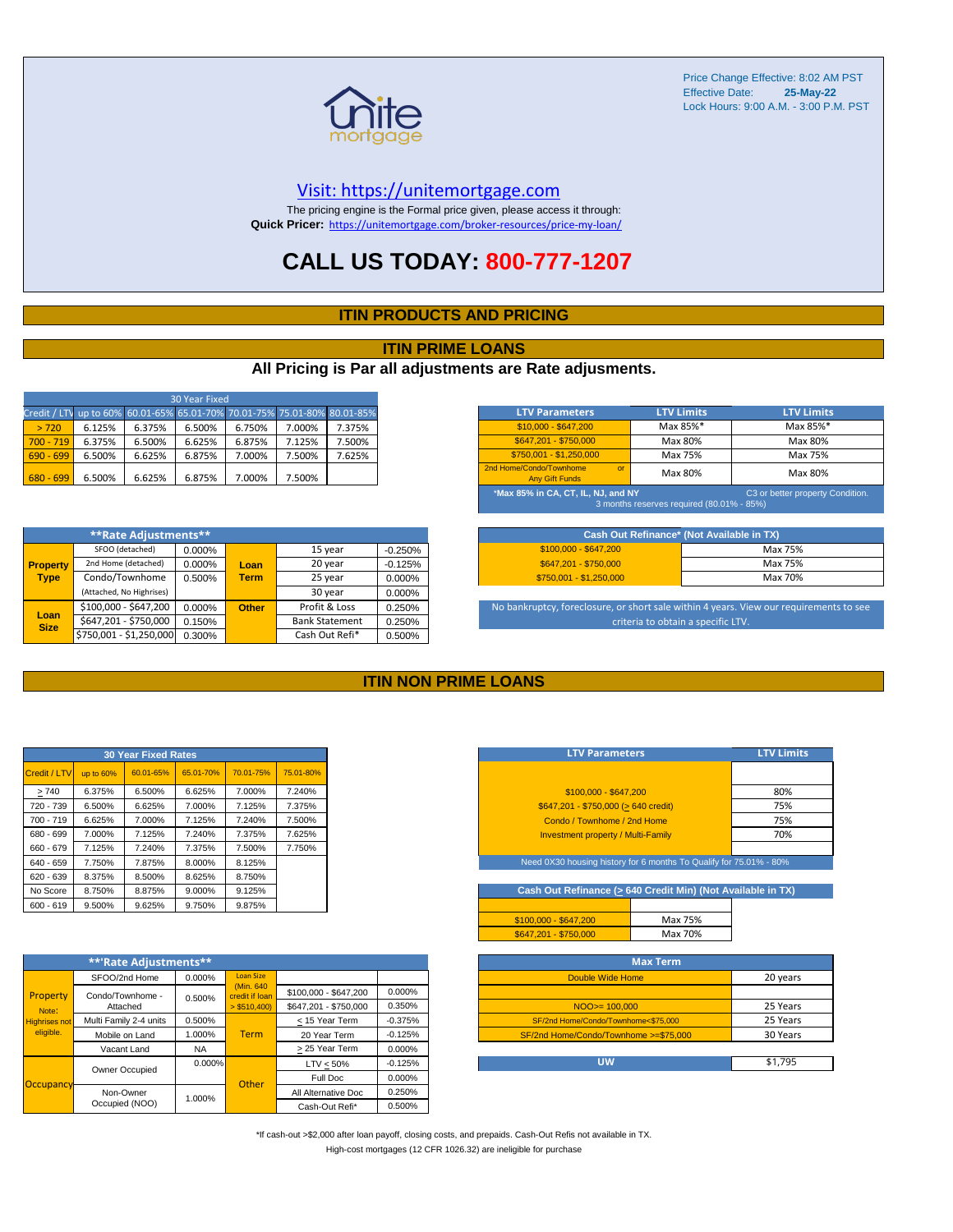Price Change Effective: 8:02 AM PST
Effective Date: **25-May-22**
Lock Hours: 9:00 A.M. - 3:00 P.M. PST

Visit: https://unitemortgage.com

The pricing engine is the Formal price given, please access it through:
**Quick Pricer:** https://unitemortgage.com/broker-resources/price-my-loan/

# CALL US TODAY: 800-777-1207

## ITIN PRODUCTS AND PRICING

## ITIN PRIME LOANS

### All Pricing is Par all adjustments are Rate adjusments.

| 30 Year Fixed | | | | | | |
|---|---|---|---|---|---|---|
| Credit / LTV | up to 60% | 60.01-65% | 65.01-70% | 70.01-75% | 75.01-80% | 80.01-85% |
| > 720 | 6.125% | 6.375% | 6.500% | 6.750% | 7.000% | 7.375% |
| 700 - 719 | 6.375% | 6.500% | 6.625% | 6.875% | 7.125% | 7.500% |
| 690 - 699 | 6.500% | 6.625% | 6.875% | 7.000% | 7.500% | 7.625% |
| 680 - 699 | 6.500% | 6.625% | 6.875% | 7.000% | 7.500% | |

| LTV Parameters | LTV Limits | LTV Limits |
|---|---|---|
| $10,000 - $647,200 | Max 85%* | Max 85%* |
| $647,201 - $750,000 | Max 80% | Max 80% |
| $750,001 - $1,250,000 | Max 75% | Max 75% |
| 2nd Home/Condo/Townhome or Any Gift Funds | Max 80% | Max 80% |

*Max 85% in CA, CT, IL, NJ, and NY — C3 or better property Condition. 3 months reserves required (80.01% - 85%)

| **Rate Adjustments** | | | | | |
|---|---|---|---|---|---|
| Property Type | SFOO (detached) | 0.000% | Loan Term | 15 year | -0.250% |
| | 2nd Home (detached) | 0.000% | | 20 year | -0.125% |
| | Condo/Townhome | 0.500% | | 25 year | 0.000% |
| | (Attached, No Highrises) | | | 30 year | 0.000% |
| Loan Size | $100,000 - $647,200 | 0.000% | Other | Profit & Loss | 0.250% |
| | $647,201 - $750,000 | 0.150% | | Bank Statement | 0.250% |
| | $750,001 - $1,250,000 | 0.300% | | Cash Out Refi* | 0.500% |

| Cash Out Refinance* (Not Available in TX) | |
|---|---|
| $100,000 - $647,200 | Max 75% |
| $647,201 - $750,000 | Max 75% |
| $750,001 - $1,250,000 | Max 70% |

No bankruptcy, foreclosure, or short sale within 4 years. View our requirements to see criteria to obtain a specific LTV.

## ITIN NON PRIME LOANS

| 30 Year Fixed Rates | | | | | |
|---|---|---|---|---|---|
| Credit / LTV | up to 60% | 60.01-65% | 65.01-70% | 70.01-75% | 75.01-80% |
| > 740 | 6.375% | 6.500% | 6.625% | 7.000% | 7.240% |
| 720 - 739 | 6.500% | 6.625% | 7.000% | 7.125% | 7.375% |
| 700 - 719 | 6.625% | 7.000% | 7.125% | 7.240% | 7.500% |
| 680 - 699 | 7.000% | 7.125% | 7.240% | 7.375% | 7.625% |
| 660 - 679 | 7.125% | 7.240% | 7.375% | 7.500% | 7.750% |
| 640 - 659 | 7.750% | 7.875% | 8.000% | 8.125% | |
| 620 - 639 | 8.375% | 8.500% | 8.625% | 8.750% | |
| No Score | 8.750% | 8.875% | 9.000% | 9.125% | |
| 600 - 619 | 9.500% | 9.625% | 9.750% | 9.875% | |

| LTV Parameters | LTV Limits |
|---|---|
| $100,000 - $647,200 | 80% |
| $647,201 - $750,000 (> 640 credit) | 75% |
| Condo / Townhome / 2nd Home | 75% |
| Investment property / Multi-Family | 70% |

Need 0X30 housing history for 6 months To Qualify for 75.01% - 80%

| Cash Out Refinance (> 640 Credit Min) (Not Available in TX) | |
|---|---|
| $100,000 - $647,200 | Max 75% |
| $647,201 - $750,000 | Max 70% |

| **Rate Adjustments** | | | | | |
|---|---|---|---|---|---|
| Property Note: Highrises not eligible. | SFOO/2nd Home | 0.000% | Loan Size (Min. 640 credit if loan > $510,400) | $100,000 - $647,200 | 0.000% |
| | Condo/Townhome - Attached | 0.500% | | $647,201 - $750,000 | 0.350% |
| | Multi Family 2-4 units | 0.500% | Term | < 15 Year Term | -0.375% |
| | Mobile on Land | 1.000% | | 20 Year Term | -0.125% |
| | Vacant Land | NA | | > 25 Year Term | 0.000% |
| Occupancy | Owner Occupied | 0.000% | Other | LTV < 50% | -0.125% |
| | | | | Full Doc | 0.000% |
| | Non-Owner Occupied (NOO) | 1.000% | | All Alternative Doc | 0.250% |
| | | | | Cash-Out Refi* | 0.500% |

| Max Term | |
|---|---|
| Double Wide Home | 20 years |
| NOO>= 100,000 | 25 Years |
| SF/2nd Home/Condo/Townhome<$75,000 | 25 Years |
| SF/2nd Home/Condo/Townhome >=$75,000 | 30 Years |

| UW | $1,795 |
|---|---|

*If cash-out >$2,000 after loan payoff, closing costs, and prepaids. Cash-Out Refis not available in TX.

High-cost mortgages (12 CFR 1026.32) are ineligible for purchase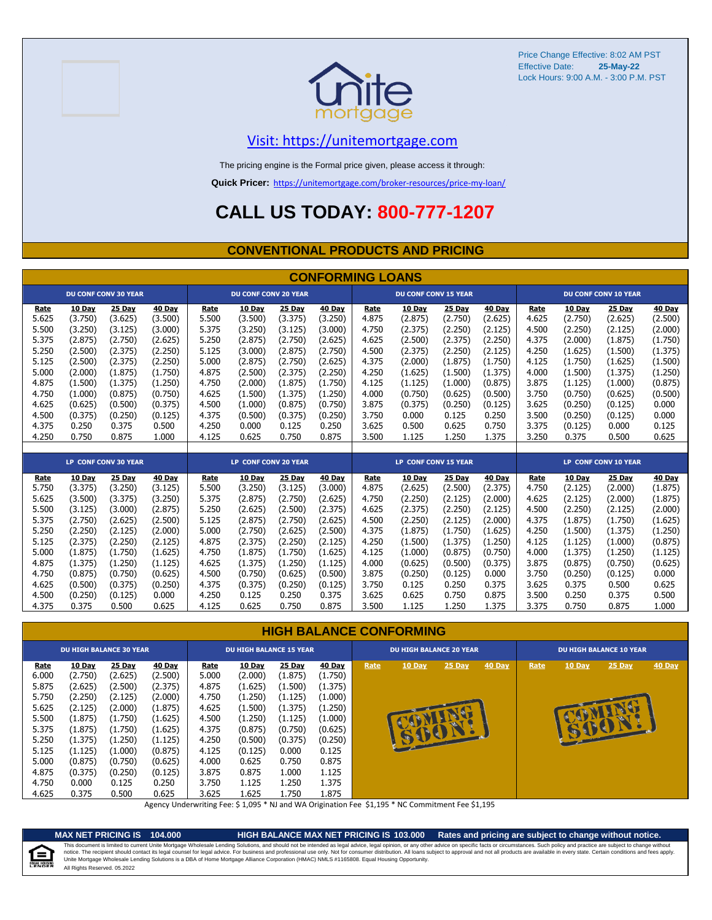Price Change Effective: 8:02 AM PST
Effective Date: 25-May-22
Lock Hours: 9:00 A.M. - 3:00 P.M. PST

Visit: https://unitemortgage.com

The pricing engine is the Formal price given, please access it through:

**Quick Pricer:** https://unitemortgage.com/broker-resources/price-my-loan/

# CALL US TODAY: 800-777-1207

## CONVENTIONAL PRODUCTS AND PRICING

### CONFORMING LOANS

| DU CONF CONV 30 YEAR | | | | DU CONF CONV 20 YEAR | | | | DU CONF CONV 15 YEAR | | | | DU CONF CONV 10 YEAR | | | |
|---|---|---|---|---|---|---|---|---|---|---|---|---|---|---|---|
| Rate | 10 Day | 25 Day | 40 Day | Rate | 10 Day | 25 Day | 40 Day | Rate | 10 Day | 25 Day | 40 Day | Rate | 10 Day | 25 Day | 40 Day |
| 5.625 | (3.750) | (3.625) | (3.500) | 5.500 | (3.500) | (3.375) | (3.250) | 4.875 | (2.875) | (2.750) | (2.625) | 4.625 | (2.750) | (2.625) | (2.500) |
| 5.500 | (3.250) | (3.125) | (3.000) | 5.375 | (3.250) | (3.125) | (3.000) | 4.750 | (2.375) | (2.250) | (2.125) | 4.500 | (2.250) | (2.125) | (2.000) |
| 5.375 | (2.875) | (2.750) | (2.625) | 5.250 | (2.875) | (2.750) | (2.625) | 4.625 | (2.500) | (2.375) | (2.250) | 4.375 | (2.000) | (1.875) | (1.750) |
| 5.250 | (2.500) | (2.375) | (2.250) | 5.125 | (3.000) | (2.875) | (2.750) | 4.500 | (2.375) | (2.250) | (2.125) | 4.250 | (1.625) | (1.500) | (1.375) |
| 5.125 | (2.500) | (2.375) | (2.250) | 5.000 | (2.875) | (2.750) | (2.625) | 4.375 | (2.000) | (1.875) | (1.750) | 4.125 | (1.750) | (1.625) | (1.500) |
| 5.000 | (2.000) | (1.875) | (1.750) | 4.875 | (2.500) | (2.375) | (2.250) | 4.250 | (1.625) | (1.500) | (1.375) | 4.000 | (1.500) | (1.375) | (1.250) |
| 4.875 | (1.500) | (1.375) | (1.250) | 4.750 | (2.000) | (1.875) | (1.750) | 4.125 | (1.125) | (1.000) | (0.875) | 3.875 | (1.125) | (1.000) | (0.875) |
| 4.750 | (1.000) | (0.875) | (0.750) | 4.625 | (1.500) | (1.375) | (1.250) | 4.000 | (0.750) | (0.625) | (0.500) | 3.750 | (0.750) | (0.625) | (0.500) |
| 4.625 | (0.625) | (0.500) | (0.375) | 4.500 | (1.000) | (0.875) | (0.750) | 3.875 | (0.375) | (0.250) | (0.125) | 3.625 | (0.250) | (0.125) | 0.000 |
| 4.500 | (0.375) | (0.250) | (0.125) | 4.375 | (0.500) | (0.375) | (0.250) | 3.750 | 0.000 | 0.125 | 0.250 | 3.500 | (0.250) | (0.125) | 0.000 |
| 4.375 | 0.250 | 0.375 | 0.500 | 4.250 | 0.000 | 0.125 | 0.250 | 3.625 | 0.500 | 0.625 | 0.750 | 3.375 | (0.125) | 0.000 | 0.125 |
| 4.250 | 0.750 | 0.875 | 1.000 | 4.125 | 0.625 | 0.750 | 0.875 | 3.500 | 1.125 | 1.250 | 1.375 | 3.250 | 0.375 | 0.500 | 0.625 |

| LP CONF CONV 30 YEAR | | | | LP CONF CONV 20 YEAR | | | | LP CONF CONV 15 YEAR | | | | LP CONF CONV 10 YEAR | | | |
|---|---|---|---|---|---|---|---|---|---|---|---|---|---|---|---|
| Rate | 10 Day | 25 Day | 40 Day | Rate | 10 Day | 25 Day | 40 Day | Rate | 10 Day | 25 Day | 40 Day | Rate | 10 Day | 25 Day | 40 Day |
| 5.750 | (3.375) | (3.250) | (3.125) | 5.500 | (3.250) | (3.125) | (3.000) | 4.875 | (2.625) | (2.500) | (2.375) | 4.750 | (2.125) | (2.000) | (1.875) |
| 5.625 | (3.500) | (3.375) | (3.250) | 5.375 | (2.875) | (2.750) | (2.625) | 4.750 | (2.250) | (2.125) | (2.000) | 4.625 | (2.125) | (2.000) | (1.875) |
| 5.500 | (3.125) | (3.000) | (2.875) | 5.250 | (2.625) | (2.500) | (2.375) | 4.625 | (2.375) | (2.250) | (2.125) | 4.500 | (2.250) | (2.125) | (2.000) |
| 5.375 | (2.750) | (2.625) | (2.500) | 5.125 | (2.875) | (2.750) | (2.625) | 4.500 | (2.250) | (2.125) | (2.000) | 4.375 | (1.875) | (1.750) | (1.625) |
| 5.250 | (2.250) | (2.125) | (2.000) | 5.000 | (2.750) | (2.625) | (2.500) | 4.375 | (1.875) | (1.750) | (1.625) | 4.250 | (1.500) | (1.375) | (1.250) |
| 5.125 | (2.375) | (2.250) | (2.125) | 4.875 | (2.375) | (2.250) | (2.125) | 4.250 | (1.500) | (1.375) | (1.250) | 4.125 | (1.125) | (1.000) | (0.875) |
| 5.000 | (1.875) | (1.750) | (1.625) | 4.750 | (1.875) | (1.750) | (1.625) | 4.125 | (1.000) | (0.875) | (0.750) | 4.000 | (1.375) | (1.250) | (1.125) |
| 4.875 | (1.375) | (1.250) | (1.125) | 4.625 | (1.375) | (1.250) | (1.125) | 4.000 | (0.625) | (0.500) | (0.375) | 3.875 | (0.875) | (0.750) | (0.625) |
| 4.750 | (0.875) | (0.750) | (0.625) | 4.500 | (0.750) | (0.625) | (0.500) | 3.875 | (0.250) | (0.125) | 0.000 | 3.750 | (0.250) | (0.125) | 0.000 |
| 4.625 | (0.500) | (0.375) | (0.250) | 4.375 | (0.375) | (0.250) | (0.125) | 3.750 | 0.125 | 0.250 | 0.375 | 3.625 | 0.375 | 0.500 | 0.625 |
| 4.500 | (0.250) | (0.125) | 0.000 | 4.250 | 0.125 | 0.250 | 0.375 | 3.625 | 0.625 | 0.750 | 0.875 | 3.500 | 0.250 | 0.375 | 0.500 |
| 4.375 | 0.375 | 0.500 | 0.625 | 4.125 | 0.625 | 0.750 | 0.875 | 3.500 | 1.125 | 1.250 | 1.375 | 3.375 | 0.750 | 0.875 | 1.000 |

### HIGH BALANCE CONFORMING

| DU HIGH BALANCE 30 YEAR | | | | DU HIGH BALANCE 15 YEAR | | | | DU HIGH BALANCE 20 YEAR | | | | DU HIGH BALANCE 10 YEAR | | | |
|---|---|---|---|---|---|---|---|---|---|---|---|---|---|---|---|
| Rate | 10 Day | 25 Day | 40 Day | Rate | 10 Day | 25 Day | 40 Day | Rate | 10 Day | 25 Day | 40 Day | Rate | 10 Day | 25 Day | 40 Day |
| 6.000 | (2.750) | (2.625) | (2.500) | 5.000 | (2.000) | (1.875) | (1.750) | COMING SOON! | | | | COMING SOON! | | | |
| 5.875 | (2.625) | (2.500) | (2.375) | 4.875 | (1.625) | (1.500) | (1.375) | | | | | | | | |
| 5.750 | (2.250) | (2.125) | (2.000) | 4.750 | (1.250) | (1.125) | (1.000) | | | | | | | | |
| 5.625 | (2.125) | (2.000) | (1.875) | 4.625 | (1.500) | (1.375) | (1.250) | | | | | | | | |
| 5.500 | (1.875) | (1.750) | (1.625) | 4.500 | (1.250) | (1.125) | (1.000) | | | | | | | | |
| 5.375 | (1.875) | (1.750) | (1.625) | 4.375 | (0.875) | (0.750) | (0.625) | | | | | | | | |
| 5.250 | (1.375) | (1.250) | (1.125) | 4.250 | (0.500) | (0.375) | (0.250) | | | | | | | | |
| 5.125 | (1.125) | (1.000) | (0.875) | 4.125 | (0.125) | 0.000 | 0.125 | | | | | | | | |
| 5.000 | (0.875) | (0.750) | (0.625) | 4.000 | 0.625 | 0.750 | 0.875 | | | | | | | | |
| 4.875 | (0.375) | (0.250) | (0.125) | 3.875 | 0.875 | 1.000 | 1.125 | | | | | | | | |
| 4.750 | 0.000 | 0.125 | 0.250 | 3.750 | 1.125 | 1.250 | 1.375 | | | | | | | | |
| 4.625 | 0.375 | 0.500 | 0.625 | 3.625 | 1.625 | 1.750 | 1.875 | | | | | | | | |

Agency Underwriting Fee: $ 1,095 * NJ and WA Origination Fee $1,195 * NC Commitment Fee $1,195

**MAX NET PRICING IS 104.000** **HIGH BALANCE MAX NET PRICING IS 103.000** **Rates and pricing are subject to change without notice.**

This document is limited to current Unite Mortgage Wholesale Lending Solutions, and should not be intended as legal advice, legal opinion, or any other advice on specific facts or circumstances. Such policy and practice are subject to change without notice. The recipient should contact its legal counsel for legal advice. For business and professional use only. Not for consumer distribution. All loans subject to approval and not all products are available in every state. Certain conditions and fees apply. Unite Mortgage Wholesale Lending Solutions is a DBA of Home Mortgage Alliance Corporation (HMAC) NMLS #1165808. Equal Housing Opportunity.
All Rights Reserved. 05.2022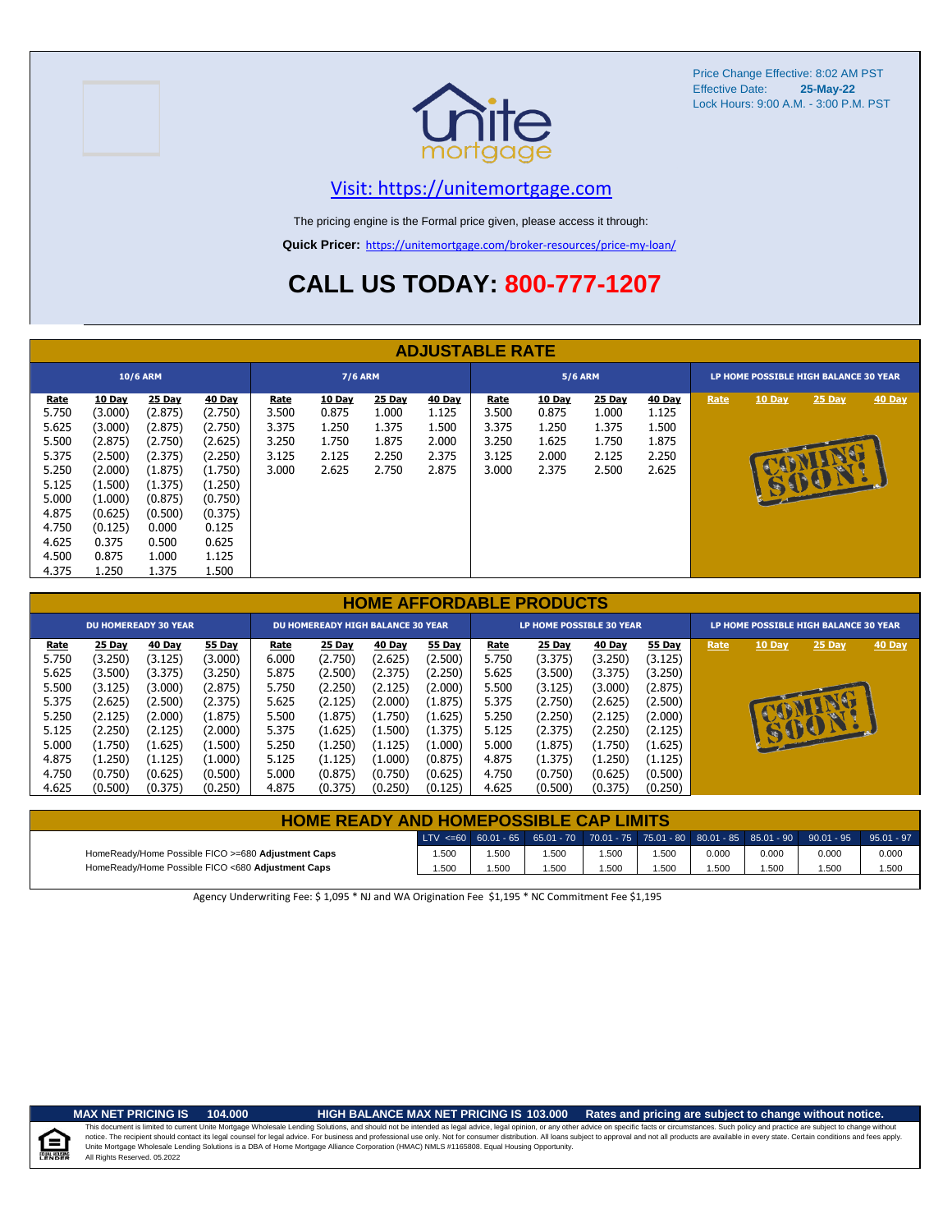Price Change Effective: 8:02 AM PST
Effective Date: **25-May-22**
Lock Hours: 9:00 A.M. - 3:00 P.M. PST

Visit: https://unitemortgage.com

The pricing engine is the Formal price given, please access it through:

**Quick Pricer:** https://unitemortgage.com/broker-resources/price-my-loan/

# CALL US TODAY: 800-777-1207

## ADJUSTABLE RATE

| 10/6 ARM | | | | 7/6 ARM | | | | 5/6 ARM | | | | LP HOME POSSIBLE HIGH BALANCE 30 YEAR | | | |
|---|---|---|---|---|---|---|---|---|---|---|---|---|---|---|---|
| Rate | 10 Day | 25 Day | 40 Day | Rate | 10 Day | 25 Day | 40 Day | Rate | 10 Day | 25 Day | 40 Day | Rate | 10 Day | 25 Day | 40 Day |
| 5.750 | (3.000) | (2.875) | (2.750) | 3.500 | 0.875 | 1.000 | 1.125 | 3.500 | 0.875 | 1.000 | 1.125 | | | | |
| 5.625 | (3.000) | (2.875) | (2.750) | 3.375 | 1.250 | 1.375 | 1.500 | 3.375 | 1.250 | 1.375 | 1.500 | | | | |
| 5.500 | (2.875) | (2.750) | (2.625) | 3.250 | 1.750 | 1.875 | 2.000 | 3.250 | 1.625 | 1.750 | 1.875 | | COMING SOON! | | |
| 5.375 | (2.500) | (2.375) | (2.250) | 3.125 | 2.125 | 2.250 | 2.375 | 3.125 | 2.000 | 2.125 | 2.250 | | | | |
| 5.250 | (2.000) | (1.875) | (1.750) | 3.000 | 2.625 | 2.750 | 2.875 | 3.000 | 2.375 | 2.500 | 2.625 | | | | |
| 5.125 | (1.500) | (1.375) | (1.250) | | | | | | | | | | | | |
| 5.000 | (1.000) | (0.875) | (0.750) | | | | | | | | | | | | |
| 4.875 | (0.625) | (0.500) | (0.375) | | | | | | | | | | | | |
| 4.750 | (0.125) | 0.000 | 0.125 | | | | | | | | | | | | |
| 4.625 | 0.375 | 0.500 | 0.625 | | | | | | | | | | | | |
| 4.500 | 0.875 | 1.000 | 1.125 | | | | | | | | | | | | |
| 4.375 | 1.250 | 1.375 | 1.500 | | | | | | | | | | | | |

## HOME AFFORDABLE PRODUCTS

| DU HOMEREADY 30 YEAR | | | | DU HOMEREADY HIGH BALANCE 30 YEAR | | | | LP HOME POSSIBLE 30 YEAR | | | | LP HOME POSSIBLE HIGH BALANCE 30 YEAR | | | |
|---|---|---|---|---|---|---|---|---|---|---|---|---|---|---|---|
| Rate | 25 Day | 40 Day | 55 Day | Rate | 25 Day | 40 Day | 55 Day | Rate | 25 Day | 40 Day | 55 Day | Rate | 10 Day | 25 Day | 40 Day |
| 5.750 | (3.250) | (3.125) | (3.000) | 6.000 | (2.750) | (2.625) | (2.500) | 5.750 | (3.375) | (3.250) | (3.125) | | | | |
| 5.625 | (3.500) | (3.375) | (3.250) | 5.875 | (2.500) | (2.375) | (2.250) | 5.625 | (3.500) | (3.375) | (3.250) | | | | |
| 5.500 | (3.125) | (3.000) | (2.875) | 5.750 | (2.250) | (2.125) | (2.000) | 5.500 | (3.125) | (3.000) | (2.875) | | | | |
| 5.375 | (2.625) | (2.500) | (2.375) | 5.625 | (2.125) | (2.000) | (1.875) | 5.375 | (2.750) | (2.625) | (2.500) | | COMING SOON! | | |
| 5.250 | (2.125) | (2.000) | (1.875) | 5.500 | (1.875) | (1.750) | (1.625) | 5.250 | (2.250) | (2.125) | (2.000) | | | | |
| 5.125 | (2.250) | (2.125) | (2.000) | 5.375 | (1.625) | (1.500) | (1.375) | 5.125 | (2.375) | (2.250) | (2.125) | | | | |
| 5.000 | (1.750) | (1.625) | (1.500) | 5.250 | (1.250) | (1.125) | (1.000) | 5.000 | (1.875) | (1.750) | (1.625) | | | | |
| 4.875 | (1.250) | (1.125) | (1.000) | 5.125 | (1.125) | (1.000) | (0.875) | 4.875 | (1.375) | (1.250) | (1.125) | | | | |
| 4.750 | (0.750) | (0.625) | (0.500) | 5.000 | (0.875) | (0.750) | (0.625) | 4.750 | (0.750) | (0.625) | (0.500) | | | | |
| 4.625 | (0.500) | (0.375) | (0.250) | 4.875 | (0.375) | (0.250) | (0.125) | 4.625 | (0.500) | (0.375) | (0.250) | | | | |

## HOME READY AND HOMEPOSSIBLE CAP LIMITS

| | LTV <=60 | 60.01 - 65 | 65.01 - 70 | 70.01 - 75 | 75.01 - 80 | 80.01 - 85 | 85.01 - 90 | 90.01 - 95 | 95.01 - 97 |
|---|---|---|---|---|---|---|---|---|---|
| HomeReady/Home Possible FICO >=680 **Adjustment Caps** | 1.500 | 1.500 | 1.500 | 1.500 | 1.500 | 0.000 | 0.000 | 0.000 | 0.000 |
| HomeReady/Home Possible FICO <680 **Adjustment Caps** | 1.500 | 1.500 | 1.500 | 1.500 | 1.500 | 1.500 | 1.500 | 1.500 | 1.500 |

Agency Underwriting Fee: $ 1,095 * NJ and WA Origination Fee $1,195 * NC Commitment Fee $1,195

**MAX NET PRICING IS 104.000** **HIGH BALANCE MAX NET PRICING IS 103.000** **Rates and pricing are subject to change without notice.**

This document is limited to current Unite Mortgage Wholesale Lending Solutions, and should not be intended as legal advice, legal opinion, or any other advice on specific facts or circumstances. Such policy and practice are subject to change without notice. The recipient should contact its legal counsel for legal advice. For business and professional use only. Not for consumer distribution. All loans subject to approval and not all products are available in every state. Certain conditions and fees apply. Unite Mortgage Wholesale Lending Solutions is a DBA of Home Mortgage Alliance Corporation (HMAC) NMLS #1165808. Equal Housing Opportunity.
All Rights Reserved. 05.2022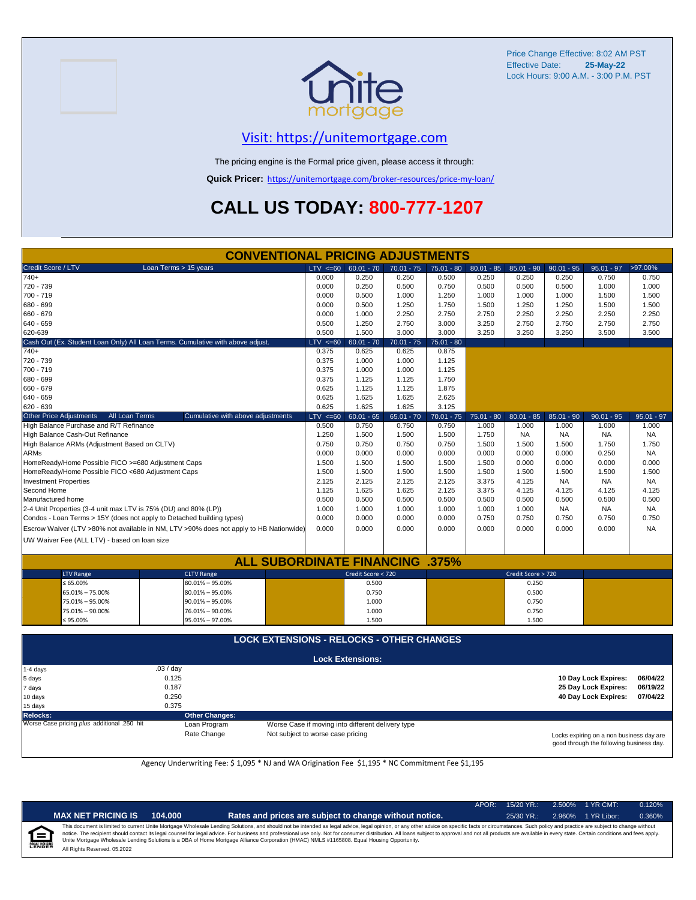Price Change Effective: 8:02 AM PST
Effective Date: **25-May-22**
Lock Hours: 9:00 A.M. - 3:00 P.M. PST

unite mortgage

## Visit: https://unitemortgage.com

The pricing engine is the Formal price given, please access it through:

**Quick Pricer:** https://unitemortgage.com/broker-resources/price-my-loan/

# CALL US TODAY: 800-777-1207

## CONVENTIONAL PRICING ADJUSTMENTS

| Credit Score / LTV — Loan Terms > 15 years | LTV <=60 | 60.01 - 70 | 70.01 - 75 | 75.01 - 80 | 80.01 - 85 | 85.01 - 90 | 90.01 - 95 | 95.01 - 97 | >97.00% |
|---|---|---|---|---|---|---|---|---|---|
| 740+ | 0.000 | 0.250 | 0.250 | 0.500 | 0.250 | 0.250 | 0.250 | 0.750 | 0.750 |
| 720 - 739 | 0.000 | 0.250 | 0.500 | 0.750 | 0.500 | 0.500 | 0.500 | 1.000 | 1.000 |
| 700 - 719 | 0.000 | 0.500 | 1.000 | 1.250 | 1.000 | 1.000 | 1.000 | 1.500 | 1.500 |
| 680 - 699 | 0.000 | 0.500 | 1.250 | 1.750 | 1.500 | 1.250 | 1.250 | 1.500 | 1.500 |
| 660 - 679 | 0.000 | 1.000 | 2.250 | 2.750 | 2.750 | 2.250 | 2.250 | 2.250 | 2.250 |
| 640 - 659 | 0.500 | 1.250 | 2.750 | 3.000 | 3.250 | 2.750 | 2.750 | 2.750 | 2.750 |
| 620-639 | 0.500 | 1.500 | 3.000 | 3.000 | 3.250 | 3.250 | 3.250 | 3.500 | 3.500 |

| Cash Out (Ex. Student Loan Only) All Loan Terms. Cumulative with above adjust. | LTV <=60 | 60.01 - 70 | 70.01 - 75 | 75.01 - 80 |
|---|---|---|---|---|
| 740+ | 0.375 | 0.625 | 0.625 | 0.875 |
| 720 - 739 | 0.375 | 1.000 | 1.000 | 1.125 |
| 700 - 719 | 0.375 | 1.000 | 1.000 | 1.125 |
| 680 - 699 | 0.375 | 1.125 | 1.125 | 1.750 |
| 660 - 679 | 0.625 | 1.125 | 1.125 | 1.875 |
| 640 - 659 | 0.625 | 1.625 | 1.625 | 2.625 |
| 620 - 639 | 0.625 | 1.625 | 1.625 | 3.125 |

| Other Price Adjustments — All Loan Terms — Cumulative with above adjustments | LTV <=60 | 60.01 - 65 | 65.01 - 70 | 70.01 - 75 | 75.01 - 80 | 80.01 - 85 | 85.01 - 90 | 90.01 - 95 | 95.01 - 97 |
|---|---|---|---|---|---|---|---|---|---|
| High Balance Purchase and R/T Refinance | 0.500 | 0.750 | 0.750 | 0.750 | 1.000 | 1.000 | 1.000 | 1.000 | 1.000 |
| High Balance Cash-Out Refinance | 1.250 | 1.500 | 1.500 | 1.500 | 1.750 | NA | NA | NA | NA |
| High Balance ARMs (Adjustment Based on CLTV) | 0.750 | 0.750 | 0.750 | 0.750 | 1.500 | 1.500 | 1.500 | 1.750 | 1.750 |
| ARMs | 0.000 | 0.000 | 0.000 | 0.000 | 0.000 | 0.000 | 0.000 | 0.250 | NA |
| HomeReady/Home Possible FICO >=680 Adjustment Caps | 1.500 | 1.500 | 1.500 | 1.500 | 1.500 | 0.000 | 0.000 | 0.000 | 0.000 |
| HomeReady/Home Possible FICO <680 Adjustment Caps | 1.500 | 1.500 | 1.500 | 1.500 | 1.500 | 1.500 | 1.500 | 1.500 | 1.500 |
| Investment Properties | 2.125 | 2.125 | 2.125 | 2.125 | 3.375 | 4.125 | NA | NA | NA |
| Second Home | 1.125 | 1.625 | 1.625 | 2.125 | 3.375 | 4.125 | 4.125 | 4.125 | 4.125 |
| Manufactured home | 0.500 | 0.500 | 0.500 | 0.500 | 0.500 | 0.500 | 0.500 | 0.500 | 0.500 |
| 2-4 Unit Properties (3-4 unit max LTV is 75% (DU) and 80% (LP)) | 1.000 | 1.000 | 1.000 | 1.000 | 1.000 | 1.000 | NA | NA | NA |
| Condos - Loan Terms > 15Y (does not apply to Detached building types) | 0.000 | 0.000 | 0.000 | 0.000 | 0.750 | 0.750 | 0.750 | 0.750 | 0.750 |
| Escrow Waiver (LTV >80% not available in NM, LTV >90% does not apply to HB Nationwide) | 0.000 | 0.000 | 0.000 | 0.000 | 0.000 | 0.000 | 0.000 | 0.000 | NA |
| UW Waiver Fee (ALL LTV) - based on loan size | | | | | | | | | |

## ALL SUBORDINATE FINANCING .375%

| LTV Range | CLTV Range | Credit Score < 720 | Credit Score > 720 |
|---|---|---|---|
| ≤ 65.00% | 80.01% – 95.00% | 0.500 | 0.250 |
| 65.01% – 75.00% | 80.01% – 95.00% | 0.750 | 0.500 |
| 75.01% – 95.00% | 90.01% – 95.00% | 1.000 | 0.750 |
| 75.01% – 90.00% | 76.01% – 90.00% | 1.000 | 0.750 |
| ≤ 95.00% | 95.01% – 97.00% | 1.500 | 1.500 |

## LOCK EXTENSIONS - RELOCKS - OTHER CHANGES

**Lock Extensions:**

| | |
|---|---|
| 1-4 days | .03 / day |
| 5 days | 0.125 |
| 7 days | 0.187 |
| 10 days | 0.250 |
| 15 days | 0.375 |

| | |
|---|---|
| **10 Day Lock Expires:** | **06/04/22** |
| **25 Day Lock Expires:** | **06/19/22** |
| **40 Day Lock Expires:** | **07/04/22** |

| Relocks: | Other Changes: | |
|---|---|---|
| Worse Case pricing *plus* additional .250 hit | Loan Program | Worse Case if moving into different delivery type |
| | Rate Change | Not subject to worse case pricing |

Locks expiring on a non business day are good through the following business day.

Agency Underwriting Fee: $ 1,095 * NJ and WA Origination Fee $1,195 * NC Commitment Fee $1,195

| APOR: | 15/20 YR.: | 2.500% | 1 YR CMT: | 0.120% |
|---|---|---|---|---|
| | 25/30 YR.: | 2.960% | 1 YR Libor: | 0.360% |

**MAX NET PRICING IS 104.000** — **Rates and prices are subject to change without notice.**

This document is limited to current Unite Mortgage Wholesale Lending Solutions, and should not be intended as legal advice, legal opinion, or any other advice on specific facts or circumstances. Such policy and practice are subject to change without notice. The recipient should contact its legal counsel for legal advice. For business and professional use only. Not for consumer distribution. All loans subject to approval and not all products are available in every state. Certain conditions and fees apply. Unite Mortgage Wholesale Lending Solutions is a DBA of Home Mortgage Alliance Corporation (HMAC) NMLS #1165808. Equal Housing Opportunity.
All Rights Reserved. 05.2022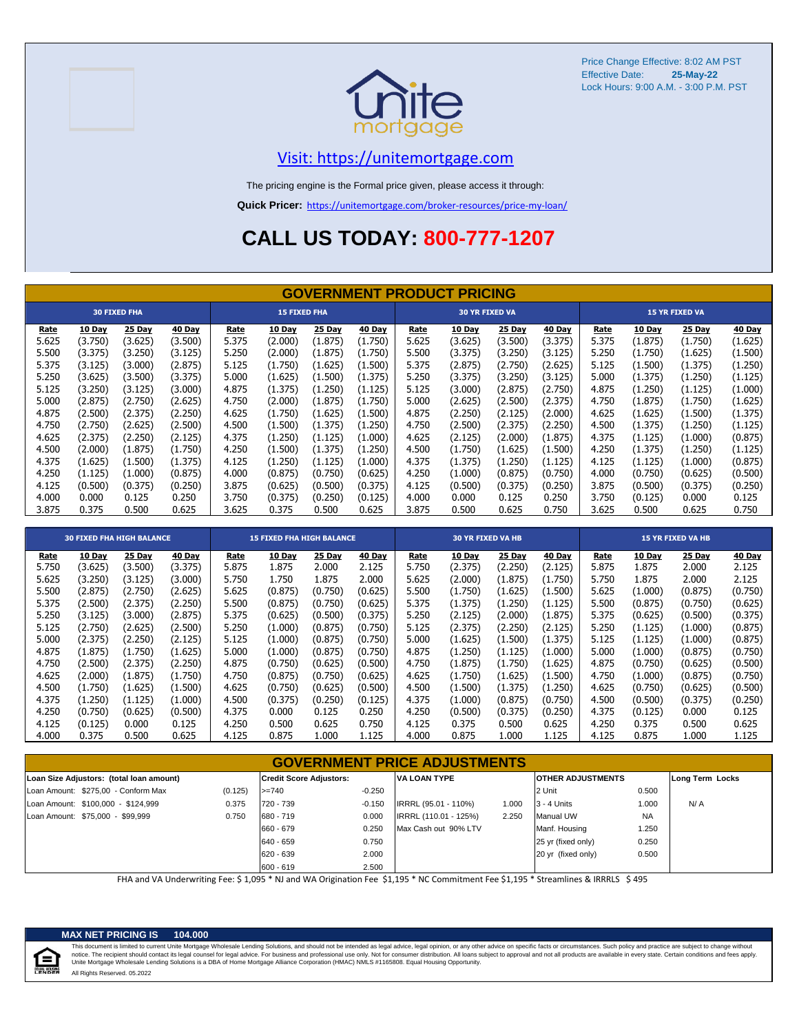Price Change Effective: 8:02 AM PST
Effective Date: **25-May-22**
Lock Hours: 9:00 A.M. - 3:00 P.M. PST

unite mortgage

Visit: https://unitemortgage.com

The pricing engine is the Formal price given, please access it through:

**Quick Pricer:** https://unitemortgage.com/broker-resources/price-my-loan/

# CALL US TODAY: 800-777-1207

## GOVERNMENT PRODUCT PRICING

| 30 FIXED FHA | | | | 15 FIXED FHA | | | | 30 YR FIXED VA | | | | 15 YR FIXED VA | | | |
|---|---|---|---|---|---|---|---|---|---|---|---|---|---|---|---|
| Rate | 10 Day | 25 Day | 40 Day | Rate | 10 Day | 25 Day | 40 Day | Rate | 10 Day | 25 Day | 40 Day | Rate | 10 Day | 25 Day | 40 Day |
| 5.625 | (3.750) | (3.625) | (3.500) | 5.375 | (2.000) | (1.875) | (1.750) | 5.625 | (3.625) | (3.500) | (3.375) | 5.375 | (1.875) | (1.750) | (1.625) |
| 5.500 | (3.375) | (3.250) | (3.125) | 5.250 | (2.000) | (1.875) | (1.750) | 5.500 | (3.375) | (3.250) | (3.125) | 5.250 | (1.750) | (1.625) | (1.500) |
| 5.375 | (3.125) | (3.000) | (2.875) | 5.125 | (1.750) | (1.625) | (1.500) | 5.375 | (2.875) | (2.750) | (2.625) | 5.125 | (1.500) | (1.375) | (1.250) |
| 5.250 | (3.625) | (3.500) | (3.375) | 5.000 | (1.625) | (1.500) | (1.375) | 5.250 | (3.375) | (3.250) | (3.125) | 5.000 | (1.375) | (1.250) | (1.125) |
| 5.125 | (3.250) | (3.125) | (3.000) | 4.875 | (1.375) | (1.250) | (1.125) | 5.125 | (3.000) | (2.875) | (2.750) | 4.875 | (1.250) | (1.125) | (1.000) |
| 5.000 | (2.875) | (2.750) | (2.625) | 4.750 | (2.000) | (1.875) | (1.750) | 5.000 | (2.625) | (2.500) | (2.375) | 4.750 | (1.875) | (1.750) | (1.625) |
| 4.875 | (2.500) | (2.375) | (2.250) | 4.625 | (1.750) | (1.625) | (1.500) | 4.875 | (2.250) | (2.125) | (2.000) | 4.625 | (1.625) | (1.500) | (1.375) |
| 4.750 | (2.750) | (2.625) | (2.500) | 4.500 | (1.500) | (1.375) | (1.250) | 4.750 | (2.500) | (2.375) | (2.250) | 4.500 | (1.375) | (1.250) | (1.125) |
| 4.625 | (2.375) | (2.250) | (2.125) | 4.375 | (1.250) | (1.125) | (1.000) | 4.625 | (2.125) | (2.000) | (1.875) | 4.375 | (1.125) | (1.000) | (0.875) |
| 4.500 | (2.000) | (1.875) | (1.750) | 4.250 | (1.500) | (1.375) | (1.250) | 4.500 | (1.750) | (1.625) | (1.500) | 4.250 | (1.375) | (1.250) | (1.125) |
| 4.375 | (1.625) | (1.500) | (1.375) | 4.125 | (1.250) | (1.125) | (1.000) | 4.375 | (1.375) | (1.250) | (1.125) | 4.125 | (1.125) | (1.000) | (0.875) |
| 4.250 | (1.125) | (1.000) | (0.875) | 4.000 | (0.875) | (0.750) | (0.625) | 4.250 | (1.000) | (0.875) | (0.750) | 4.000 | (0.750) | (0.625) | (0.500) |
| 4.125 | (0.500) | (0.375) | (0.250) | 3.875 | (0.625) | (0.500) | (0.375) | 4.125 | (0.500) | (0.375) | (0.250) | 3.875 | (0.500) | (0.375) | (0.250) |
| 4.000 | 0.000 | 0.125 | 0.250 | 3.750 | (0.375) | (0.250) | (0.125) | 4.000 | 0.000 | 0.125 | 0.250 | 3.750 | (0.125) | 0.000 | 0.125 |
| 3.875 | 0.375 | 0.500 | 0.625 | 3.625 | 0.375 | 0.500 | 0.625 | 3.875 | 0.500 | 0.625 | 0.750 | 3.625 | 0.500 | 0.625 | 0.750 |

| 30 FIXED FHA HIGH BALANCE | | | | 15 FIXED FHA HIGH BALANCE | | | | 30 YR FIXED VA HB | | | | 15 YR FIXED VA HB | | | |
|---|---|---|---|---|---|---|---|---|---|---|---|---|---|---|---|
| Rate | 10 Day | 25 Day | 40 Day | Rate | 10 Day | 25 Day | 40 Day | Rate | 10 Day | 25 Day | 40 Day | Rate | 10 Day | 25 Day | 40 Day |
| 5.750 | (3.625) | (3.500) | (3.375) | 5.875 | 1.875 | 2.000 | 2.125 | 5.750 | (2.375) | (2.250) | (2.125) | 5.875 | 1.875 | 2.000 | 2.125 |
| 5.625 | (3.250) | (3.125) | (3.000) | 5.750 | 1.750 | 1.875 | 2.000 | 5.625 | (2.000) | (1.875) | (1.750) | 5.750 | 1.875 | 2.000 | 2.125 |
| 5.500 | (2.875) | (2.750) | (2.625) | 5.625 | (0.875) | (0.750) | (0.625) | 5.500 | (1.750) | (1.625) | (1.500) | 5.625 | (1.000) | (0.875) | (0.750) |
| 5.375 | (2.500) | (2.375) | (2.250) | 5.500 | (0.875) | (0.750) | (0.625) | 5.375 | (1.375) | (1.250) | (1.125) | 5.500 | (0.875) | (0.750) | (0.625) |
| 5.250 | (3.125) | (3.000) | (2.875) | 5.375 | (0.625) | (0.500) | (0.375) | 5.250 | (2.125) | (2.000) | (1.875) | 5.375 | (0.625) | (0.500) | (0.375) |
| 5.125 | (2.750) | (2.625) | (2.500) | 5.250 | (1.000) | (0.875) | (0.750) | 5.125 | (2.375) | (2.250) | (2.125) | 5.250 | (1.125) | (1.000) | (0.875) |
| 5.000 | (2.375) | (2.250) | (2.125) | 5.125 | (1.000) | (0.875) | (0.750) | 5.000 | (1.625) | (1.500) | (1.375) | 5.125 | (1.125) | (1.000) | (0.875) |
| 4.875 | (1.875) | (1.750) | (1.625) | 5.000 | (1.000) | (0.875) | (0.750) | 4.875 | (1.250) | (1.125) | (1.000) | 5.000 | (1.000) | (0.875) | (0.750) |
| 4.750 | (2.500) | (2.375) | (2.250) | 4.875 | (0.750) | (0.625) | (0.500) | 4.750 | (1.875) | (1.750) | (1.625) | 4.875 | (0.750) | (0.625) | (0.500) |
| 4.625 | (2.000) | (1.875) | (1.750) | 4.750 | (0.875) | (0.750) | (0.625) | 4.625 | (1.750) | (1.625) | (1.500) | 4.750 | (1.000) | (0.875) | (0.750) |
| 4.500 | (1.750) | (1.625) | (1.500) | 4.625 | (0.750) | (0.625) | (0.500) | 4.500 | (1.500) | (1.375) | (1.250) | 4.625 | (0.750) | (0.625) | (0.500) |
| 4.375 | (1.250) | (1.125) | (1.000) | 4.500 | (0.375) | (0.250) | (0.125) | 4.375 | (1.000) | (0.875) | (0.750) | 4.500 | (0.500) | (0.375) | (0.250) |
| 4.250 | (0.750) | (0.625) | (0.500) | 4.375 | 0.000 | 0.125 | 0.250 | 4.250 | (0.500) | (0.375) | (0.250) | 4.375 | (0.125) | 0.000 | 0.125 |
| 4.125 | (0.125) | 0.000 | 0.125 | 4.250 | 0.500 | 0.625 | 0.750 | 4.125 | 0.375 | 0.500 | 0.625 | 4.250 | 0.375 | 0.500 | 0.625 |
| 4.000 | 0.375 | 0.500 | 0.625 | 4.125 | 0.875 | 1.000 | 1.125 | 4.000 | 0.875 | 1.000 | 1.125 | 4.125 | 0.875 | 1.000 | 1.125 |

## GOVERNMENT PRICE ADJUSTMENTS

| Loan Size Adjustors: (total loan amount) | | Credit Score Adjustors: | | VA LOAN TYPE | | OTHER ADJUSTMENTS | | Long Term Locks |
|---|---|---|---|---|---|---|---|---|
| Loan Amount: $275,00 - Conform Max | (0.125) | >=740 | -0.250 | | | 2 Unit | 0.500 | |
| Loan Amount: $100,000 - $124,999 | 0.375 | 720 - 739 | -0.150 | IRRRL (95.01 - 110%) | 1.000 | 3 - 4 Units | 1.000 | N/ A |
| Loan Amount: $75,000 - $99,999 | 0.750 | 680 - 719 | 0.000 | IRRRL (110.01 - 125%) | 2.250 | Manual UW | NA | |
| | | 660 - 679 | 0.250 | Max Cash out 90% LTV | | Manf. Housing | 1.250 | |
| | | 640 - 659 | 0.750 | | | 25 yr (fixed only) | 0.250 | |
| | | 620 - 639 | 2.000 | | | 20 yr (fixed only) | 0.500 | |
| | | 600 - 619 | 2.500 | | | | | |

FHA and VA Underwriting Fee: $ 1,095 * NJ and WA Origination Fee $1,195 * NC Commitment Fee $1,195 * Streamlines & IRRRLS $ 495

**MAX NET PRICING IS 104.000**

This document is limited to current Unite Mortgage Wholesale Lending Solutions, and should not be intended as legal advice, legal opinion, or any other advice on specific facts or circumstances. Such policy and practice are subject to change without notice. The recipient should contact its legal counsel for legal advice. For business and professional use only. Not for consumer distribution. All loans subject to approval and not all products are available in every state. Certain conditions and fees apply. Unite Mortgage Wholesale Lending Solutions is a DBA of Home Mortgage Alliance Corporation (HMAC) NMLS #1165808. Equal Housing Opportunity.

All Rights Reserved. 05.2022